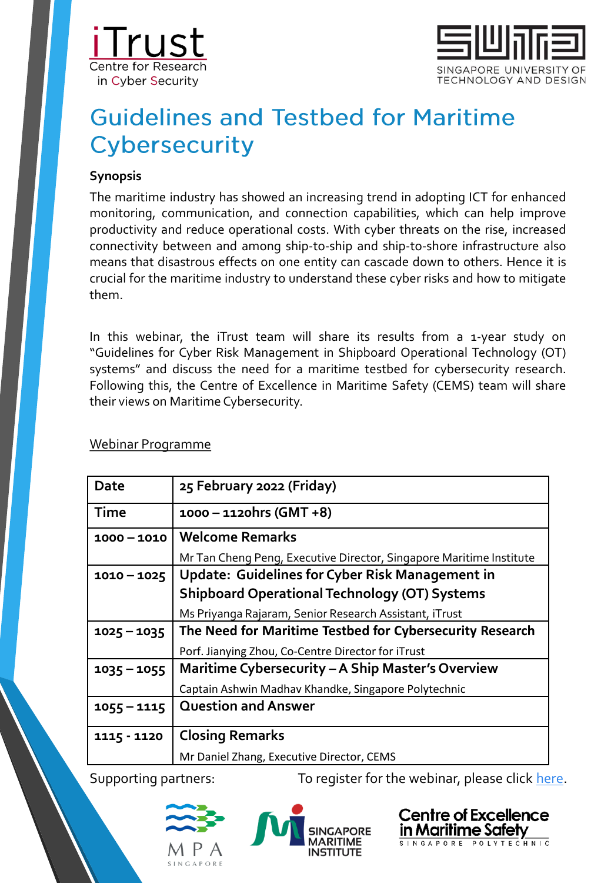iTrust Centre for Research in Cyber Security

SINGAPORE UNIVERSITY OF TECHNOLOGY AND DESIGN

# Guidelines and Testbed for Maritime Cybersecurity

**Synopsis**

The maritime industry has showed an increasing trend in adopting ICT for enhanced monitoring, communication, and connection capabilities, which can help improve productivity and reduce operational costs. With cyber threats on the rise, increased connectivity between and among ship-to-ship and ship-to-shore infrastructure also means that disastrous effects on one entity can cascade down to others. Hence it is crucial for the maritime industry to understand these cyber risks and how to mitigate them.

In this webinar, the iTrust team will share its results from a 1-year study on "Guidelines for Cyber Risk Management in Shipboard Operational Technology (OT) systems" and discuss the need for a maritime testbed for cybersecurity research. Following this, the Centre of Excellence in Maritime Safety (CEMS) team will share their views on Maritime Cybersecurity.

Webinar Programme

| Date | 25 February 2022 (Friday) |
| --- | --- |
| Time | 1000 – 1120hrs (GMT +8) |
| 1000 – 1010 | **Welcome Remarks**<br>Mr Tan Cheng Peng, Executive Director, Singapore Maritime Institute |
| 1010 – 1025 | **Update: Guidelines for Cyber Risk Management in Shipboard Operational Technology (OT) Systems**<br>Ms Priyanga Rajaram, Senior Research Assistant, iTrust |
| 1025 – 1035 | **The Need for Maritime Testbed for Cybersecurity Research**<br>Porf. Jianying Zhou, Co-Centre Director for iTrust |
| 1035 – 1055 | **Maritime Cybersecurity – A Ship Master's Overview**<br>Captain Ashwin Madhav Khandke, Singapore Polytechnic |
| 1055 – 1115 | **Question and Answer** |
| 1115 - 1120 | **Closing Remarks**<br>Mr Daniel Zhang, Executive Director, CEMS |

Supporting partners:

To register for the webinar, please click here.

MPA SINGAPORE

SINGAPORE MARITIME INSTITUTE

Centre of Excellence in Maritime Safety SINGAPORE POLYTECHNIC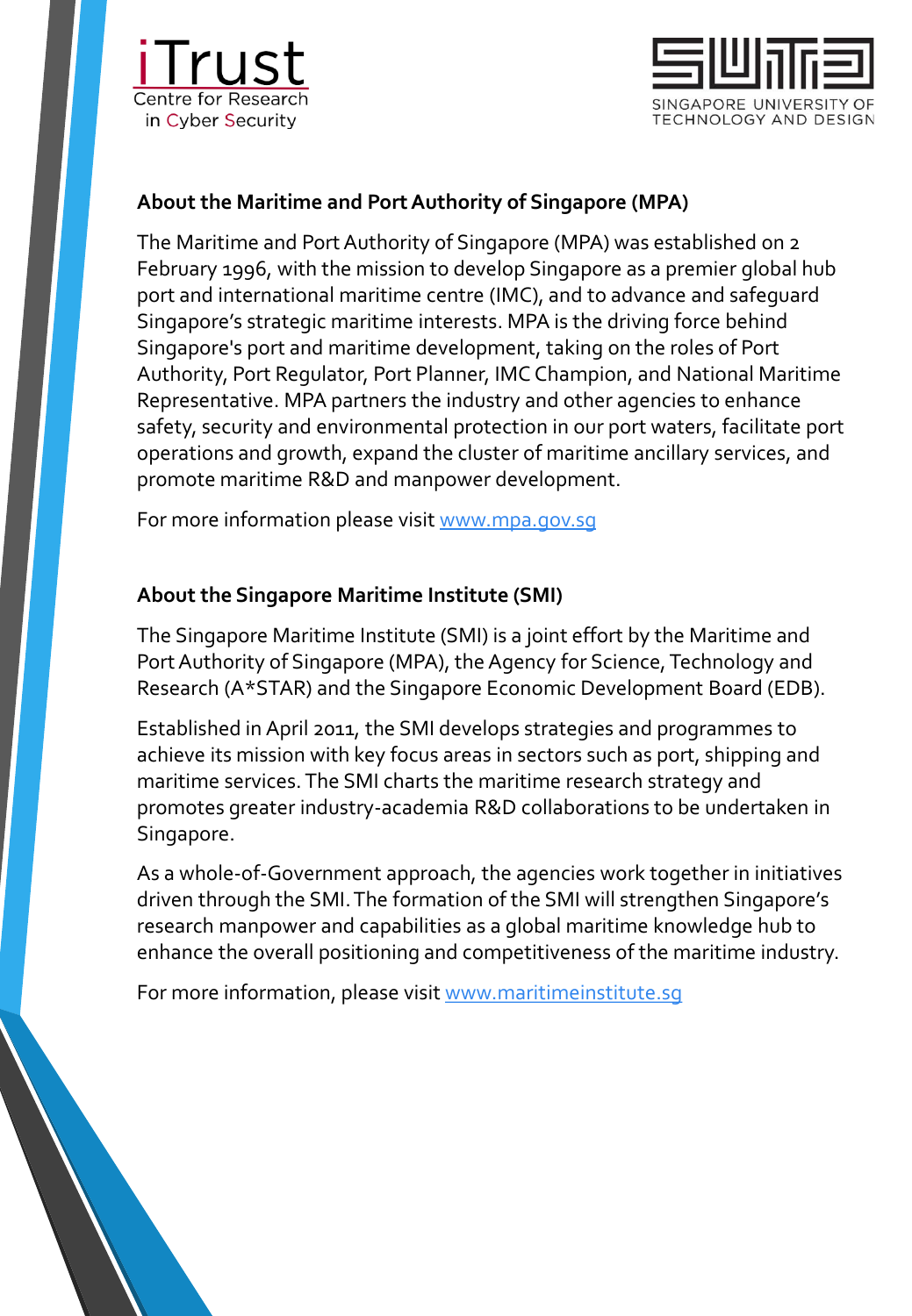## About the Maritime and Port Authority of Singapore (MPA)

The Maritime and Port Authority of Singapore (MPA) was established on 2 February 1996, with the mission to develop Singapore as a premier global hub port and international maritime centre (IMC), and to advance and safeguard Singapore's strategic maritime interests. MPA is the driving force behind Singapore's port and maritime development, taking on the roles of Port Authority, Port Regulator, Port Planner, IMC Champion, and National Maritime Representative. MPA partners the industry and other agencies to enhance safety, security and environmental protection in our port waters, facilitate port operations and growth, expand the cluster of maritime ancillary services, and promote maritime R&D and manpower development.

For more information please visit www.mpa.gov.sg

## About the Singapore Maritime Institute (SMI)

The Singapore Maritime Institute (SMI) is a joint effort by the Maritime and Port Authority of Singapore (MPA), the Agency for Science, Technology and Research (A*STAR) and the Singapore Economic Development Board (EDB).

Established in April 2011, the SMI develops strategies and programmes to achieve its mission with key focus areas in sectors such as port, shipping and maritime services. The SMI charts the maritime research strategy and promotes greater industry-academia R&D collaborations to be undertaken in Singapore.

As a whole-of-Government approach, the agencies work together in initiatives driven through the SMI. The formation of the SMI will strengthen Singapore's research manpower and capabilities as a global maritime knowledge hub to enhance the overall positioning and competitiveness of the maritime industry.

For more information, please visit www.maritimeinstitute.sg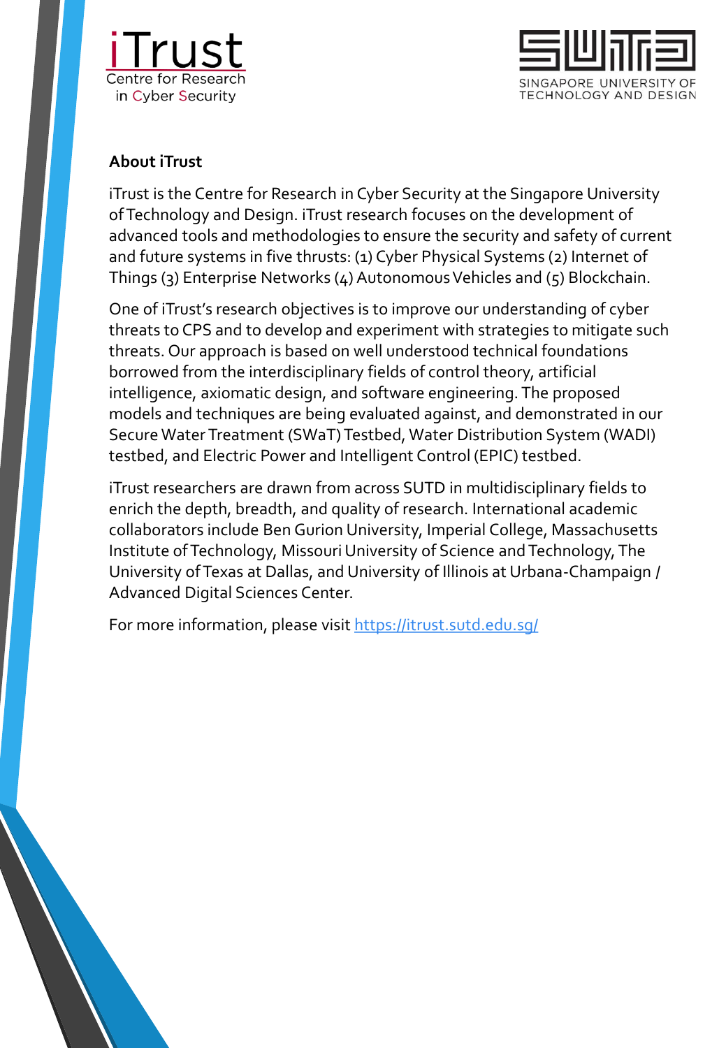iTrust
Centre for Research in Cyber Security

SINGAPORE UNIVERSITY OF TECHNOLOGY AND DESIGN

**About iTrust**

iTrust is the Centre for Research in Cyber Security at the Singapore University of Technology and Design. iTrust research focuses on the development of advanced tools and methodologies to ensure the security and safety of current and future systems in five thrusts: (1) Cyber Physical Systems (2) Internet of Things (3) Enterprise Networks (4) Autonomous Vehicles and (5) Blockchain.

One of iTrust's research objectives is to improve our understanding of cyber threats to CPS and to develop and experiment with strategies to mitigate such threats. Our approach is based on well understood technical foundations borrowed from the interdisciplinary fields of control theory, artificial intelligence, axiomatic design, and software engineering. The proposed models and techniques are being evaluated against, and demonstrated in our Secure Water Treatment (SWaT) Testbed, Water Distribution System (WADI) testbed, and Electric Power and Intelligent Control (EPIC) testbed.

iTrust researchers are drawn from across SUTD in multidisciplinary fields to enrich the depth, breadth, and quality of research. International academic collaborators include Ben Gurion University, Imperial College, Massachusetts Institute of Technology, Missouri University of Science and Technology, The University of Texas at Dallas, and University of Illinois at Urbana-Champaign / Advanced Digital Sciences Center.

For more information, please visit [https://itrust.sutd.edu.sg/](https://itrust.sutd.edu.sg/)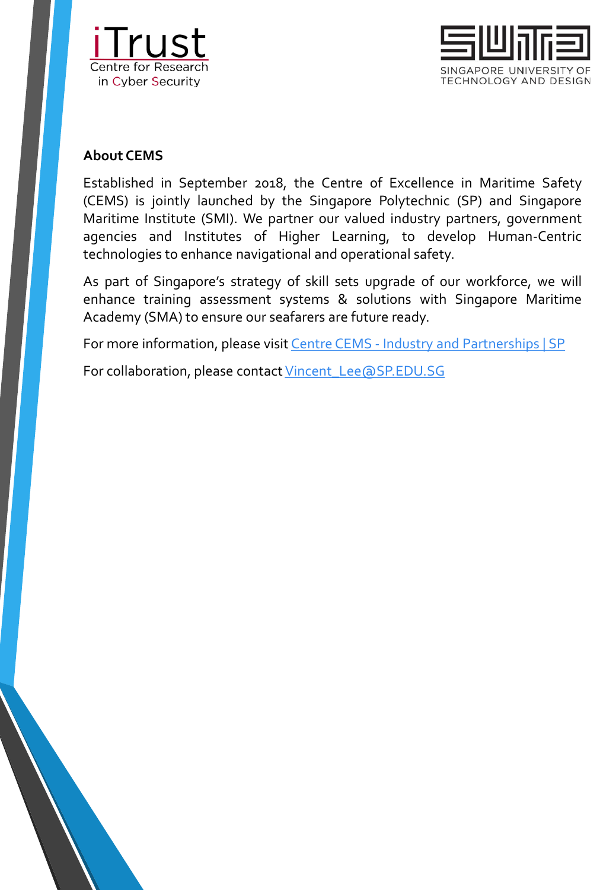## About CEMS

Established in September 2018, the Centre of Excellence in Maritime Safety (CEMS) is jointly launched by the Singapore Polytechnic (SP) and Singapore Maritime Institute (SMI). We partner our valued industry partners, government agencies and Institutes of Higher Learning, to develop Human-Centric technologies to enhance navigational and operational safety.

As part of Singapore's strategy of skill sets upgrade of our workforce, we will enhance training assessment systems & solutions with Singapore Maritime Academy (SMA) to ensure our seafarers are future ready.

For more information, please visit Centre CEMS - Industry and Partnerships | SP

For collaboration, please contact Vincent_Lee@SP.EDU.SG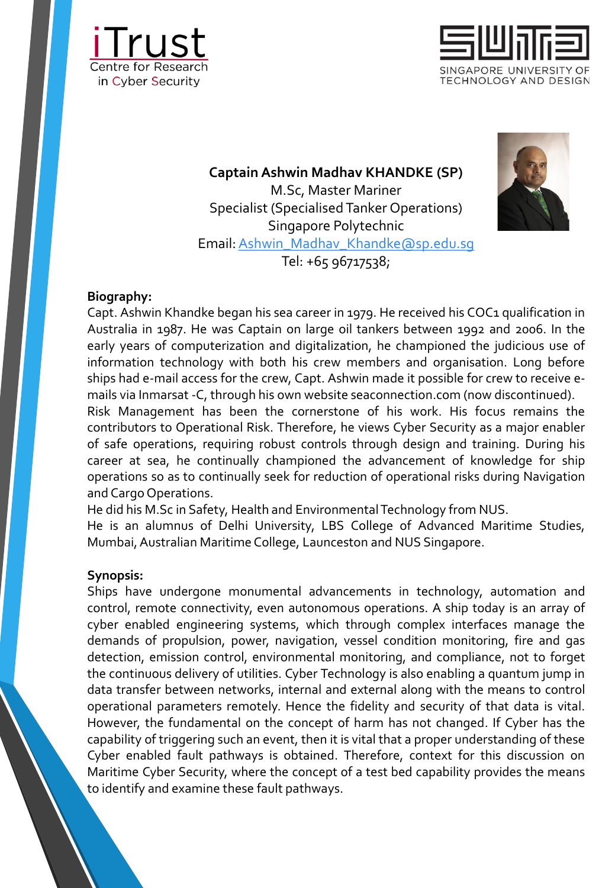iTrust
Centre for Research
in Cyber Security

SINGAPORE UNIVERSITY OF
TECHNOLOGY AND DESIGN

**Captain Ashwin Madhav KHANDKE (SP)**
M.Sc, Master Mariner
Specialist (Specialised Tanker Operations)
Singapore Polytechnic
Email: Ashwin_Madhav_Khandke@sp.edu.sg
Tel: +65 96717538;

**Biography:**

Capt. Ashwin Khandke began his sea career in 1979. He received his COC1 qualification in Australia in 1987. He was Captain on large oil tankers between 1992 and 2006. In the early years of computerization and digitalization, he championed the judicious use of information technology with both his crew members and organisation. Long before ships had e-mail access for the crew, Capt. Ashwin made it possible for crew to receive e-mails via Inmarsat -C, through his own website seaconnection.com (now discontinued).

Risk Management has been the cornerstone of his work. His focus remains the contributors to Operational Risk. Therefore, he views Cyber Security as a major enabler of safe operations, requiring robust controls through design and training. During his career at sea, he continually championed the advancement of knowledge for ship operations so as to continually seek for reduction of operational risks during Navigation and Cargo Operations.

He did his M.Sc in Safety, Health and Environmental Technology from NUS.

He is an alumnus of Delhi University, LBS College of Advanced Maritime Studies, Mumbai, Australian Maritime College, Launceston and NUS Singapore.

**Synopsis:**

Ships have undergone monumental advancements in technology, automation and control, remote connectivity, even autonomous operations. A ship today is an array of cyber enabled engineering systems, which through complex interfaces manage the demands of propulsion, power, navigation, vessel condition monitoring, fire and gas detection, emission control, environmental monitoring, and compliance, not to forget the continuous delivery of utilities. Cyber Technology is also enabling a quantum jump in data transfer between networks, internal and external along with the means to control operational parameters remotely. Hence the fidelity and security of that data is vital. However, the fundamental on the concept of harm has not changed. If Cyber has the capability of triggering such an event, then it is vital that a proper understanding of these Cyber enabled fault pathways is obtained. Therefore, context for this discussion on Maritime Cyber Security, where the concept of a test bed capability provides the means to identify and examine these fault pathways.